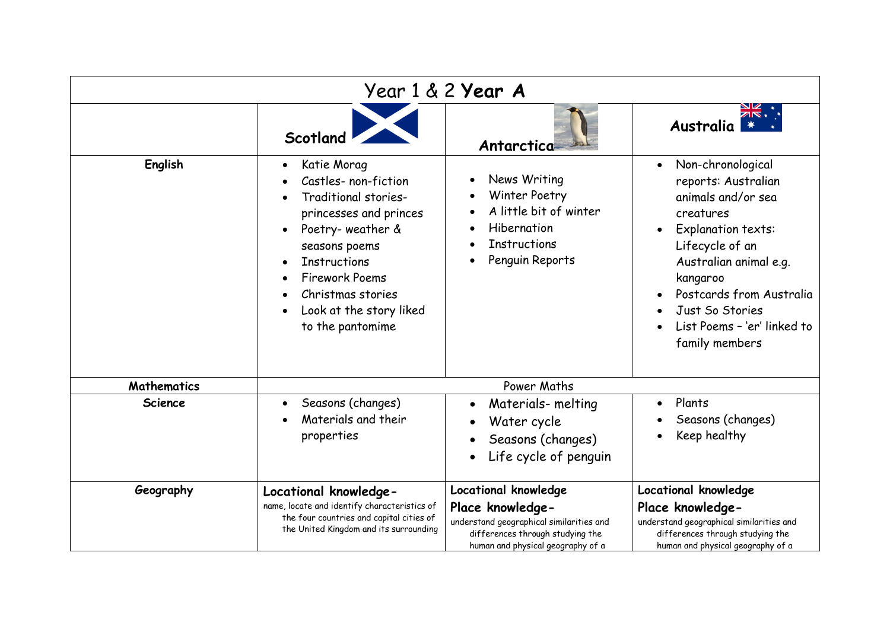| Year 1 & 2 **Year A** | | | |
|---|---|---|---|
| | **Scotland** | **Antarctica** | **Australia** |
| **English** | • Katie Morag<br>• Castles- non-fiction<br>• Traditional stories- princesses and princes<br>• Poetry- weather & seasons poems<br>• Instructions<br>• Firework Poems<br>• Christmas stories<br>• Look at the story liked to the pantomime | • News Writing<br>• Winter Poetry<br>• A little bit of winter<br>• Hibernation<br>• Instructions<br>• Penguin Reports | • Non-chronological reports: Australian animals and/or sea creatures<br>• Explanation texts: Lifecycle of an Australian animal e.g. kangaroo<br>• Postcards from Australia<br>• Just So Stories<br>• List Poems – 'er' linked to family members |
| **Mathematics** | Power Maths | | |
| **Science** | • Seasons (changes)<br>• Materials and their properties | • Materials- melting<br>• Water cycle<br>• Seasons (changes)<br>• Life cycle of penguin | • Plants<br>• Seasons (changes)<br>• Keep healthy |
| **Geography** | **Locational knowledge-**<br>name, locate and identify characteristics of the four countries and capital cities of the United Kingdom and its surrounding | **Locational knowledge**<br>**Place knowledge-**<br>understand geographical similarities and differences through studying the human and physical geography of a | **Locational knowledge**<br>**Place knowledge-**<br>understand geographical similarities and differences through studying the human and physical geography of a |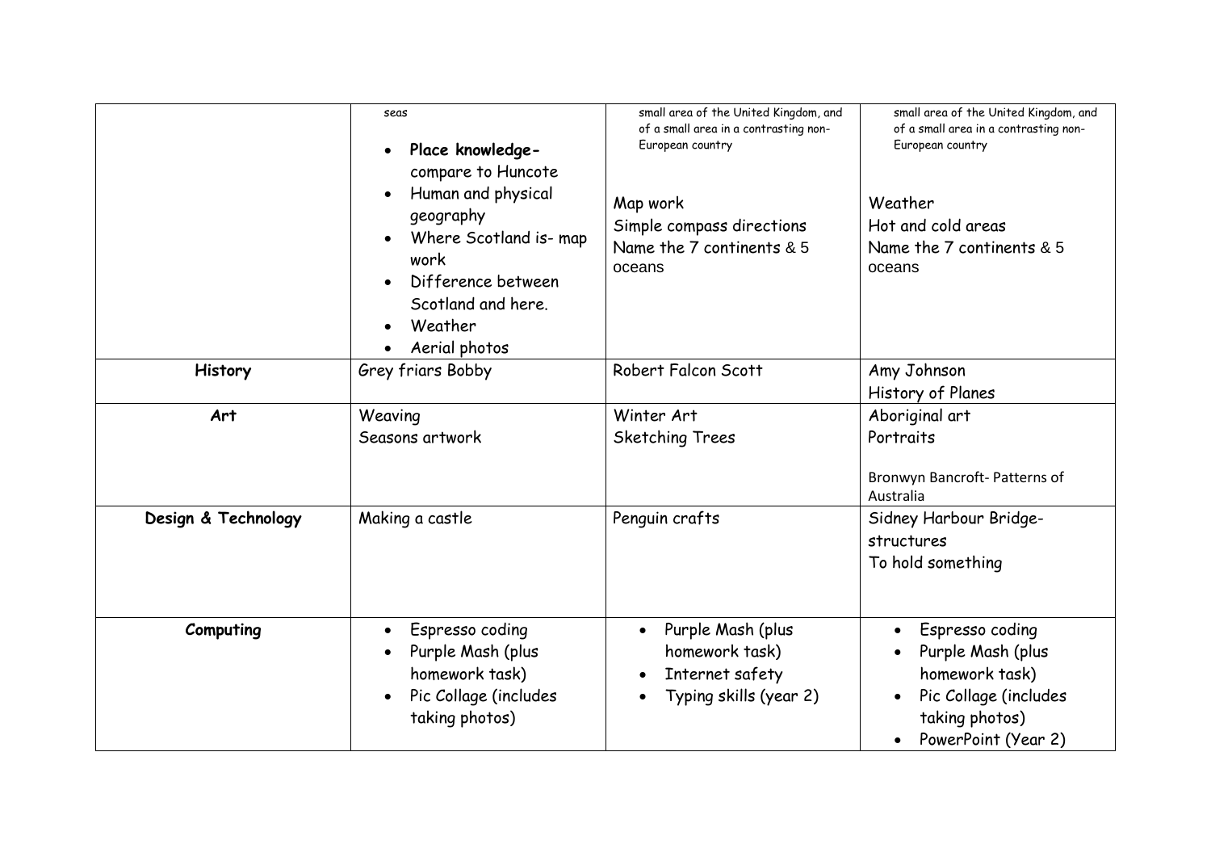| | | | |
|---|---|---|---|
| | seas<br>• **Place knowledge-** compare to Huncote<br>• Human and physical geography<br>• Where Scotland is- map work<br>• Difference between Scotland and here.<br>• Weather<br>• Aerial photos | small area of the United Kingdom, and of a small area in a contrasting non-European country<br><br>Map work<br>Simple compass directions<br>Name the 7 continents & 5 oceans | small area of the United Kingdom, and of a small area in a contrasting non-European country<br><br>Weather<br>Hot and cold areas<br>Name the 7 continents & 5 oceans |
| **History** | Grey friars Bobby | Robert Falcon Scott | Amy Johnson<br>History of Planes |
| **Art** | Weaving<br>Seasons artwork | Winter Art<br>Sketching Trees | Aboriginal art<br>Portraits<br><br>Bronwyn Bancroft- Patterns of Australia |
| **Design & Technology** | Making a castle | Penguin crafts | Sidney Harbour Bridge- structures<br>To hold something |
| **Computing** | • Espresso coding<br>• Purple Mash (plus homework task)<br>• Pic Collage (includes taking photos) | • Purple Mash (plus homework task)<br>• Internet safety<br>• Typing skills (year 2) | • Espresso coding<br>• Purple Mash (plus homework task)<br>• Pic Collage (includes taking photos)<br>• PowerPoint (Year 2) |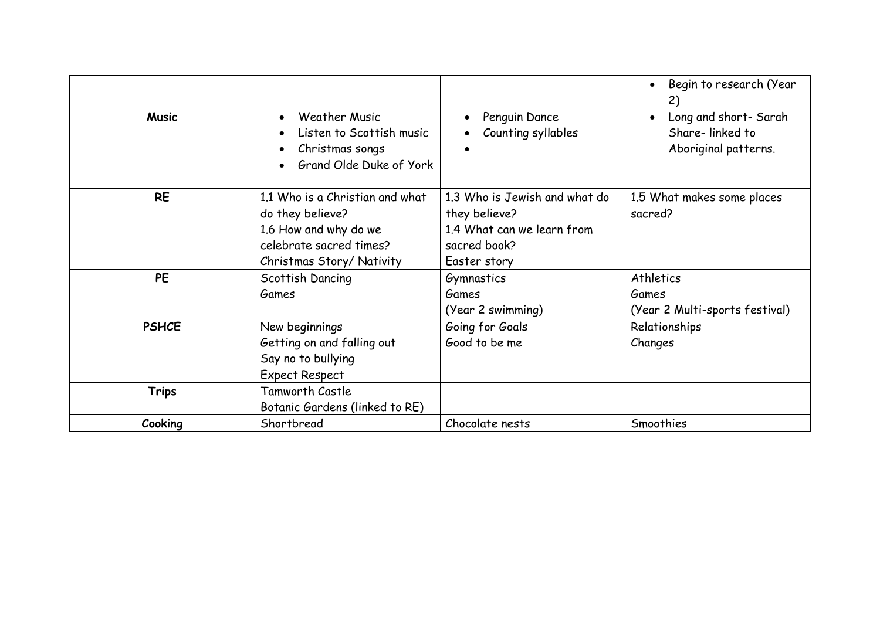| | | | |
|---|---|---|---|
| | | | • Begin to research (Year 2) |
| **Music** | • Weather Music<br>• Listen to Scottish music<br>• Christmas songs<br>• Grand Olde Duke of York | • Penguin Dance<br>• Counting syllables<br>• | • Long and short- Sarah Share- linked to Aboriginal patterns. |
| **RE** | 1.1 Who is a Christian and what do they believe?<br>1.6 How and why do we celebrate sacred times?<br>Christmas Story/ Nativity | 1.3 Who is Jewish and what do they believe?<br>1.4 What can we learn from sacred book?<br>Easter story | 1.5 What makes some places sacred? |
| **PE** | Scottish Dancing<br>Games | Gymnastics<br>Games<br>(Year 2 swimming) | Athletics<br>Games<br>(Year 2 Multi-sports festival) |
| **PSHCE** | New beginnings<br>Getting on and falling out<br>Say no to bullying<br>Expect Respect | Going for Goals<br>Good to be me | Relationships<br>Changes |
| **Trips** | Tamworth Castle<br>Botanic Gardens (linked to RE) | | |
| **Cooking** | Shortbread | Chocolate nests | Smoothies |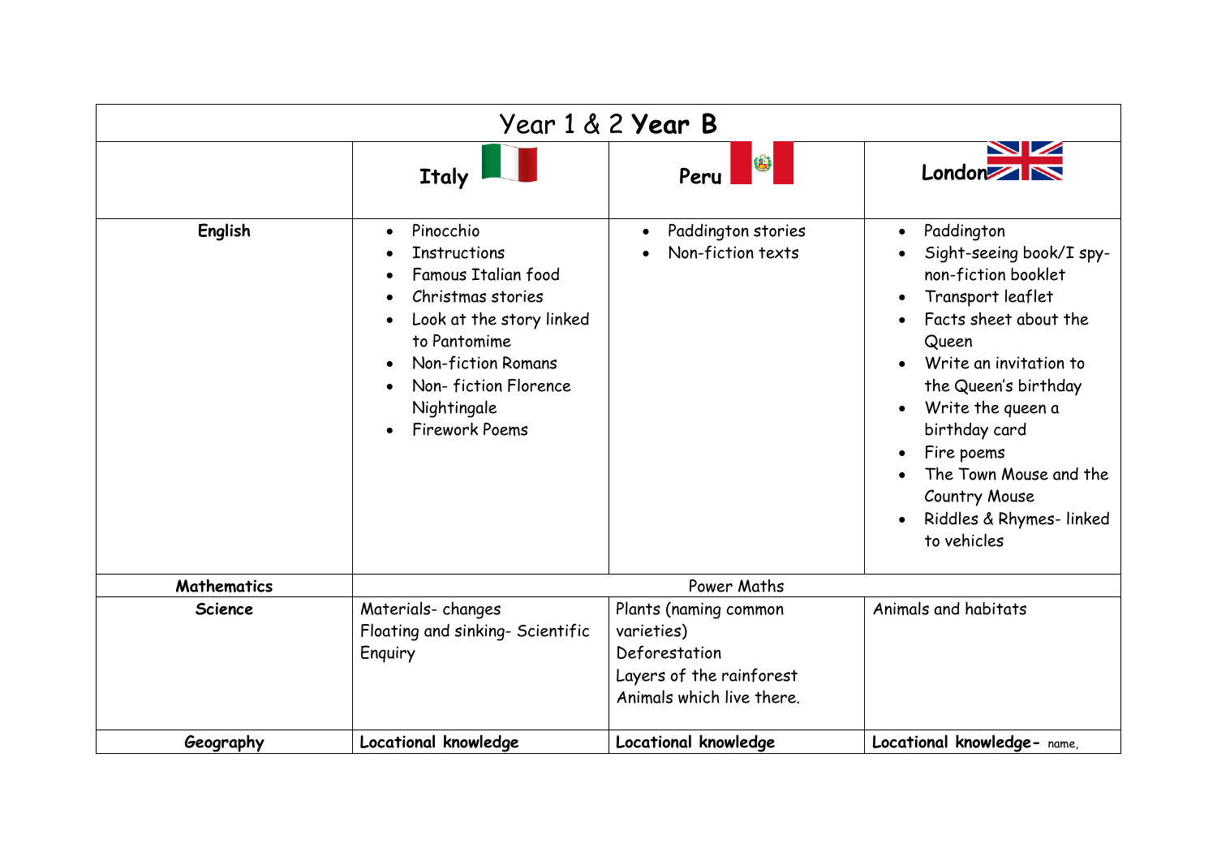| Year 1 & 2 **Year B** | | | |
|---|---|---|---|
| | **Italy** | **Peru** | **London** |
| **English** | • Pinocchio<br>• Instructions<br>• Famous Italian food<br>• Christmas stories<br>• Look at the story linked to Pantomime<br>• Non-fiction Romans<br>• Non- fiction Florence Nightingale<br>• Firework Poems | • Paddington stories<br>• Non-fiction texts | • Paddington<br>• Sight-seeing book/I spy- non-fiction booklet<br>• Transport leaflet<br>• Facts sheet about the Queen<br>• Write an invitation to the Queen's birthday<br>• Write the queen a birthday card<br>• Fire poems<br>• The Town Mouse and the Country Mouse<br>• Riddles & Rhymes- linked to vehicles |
| **Mathematics** | Power Maths | | |
| **Science** | Materials- changes<br>Floating and sinking- Scientific Enquiry | Plants (naming common varieties)<br>Deforestation<br>Layers of the rainforest<br>Animals which live there. | Animals and habitats |
| **Geography** | **Locational knowledge** | **Locational knowledge** | **Locational knowledge-** name, |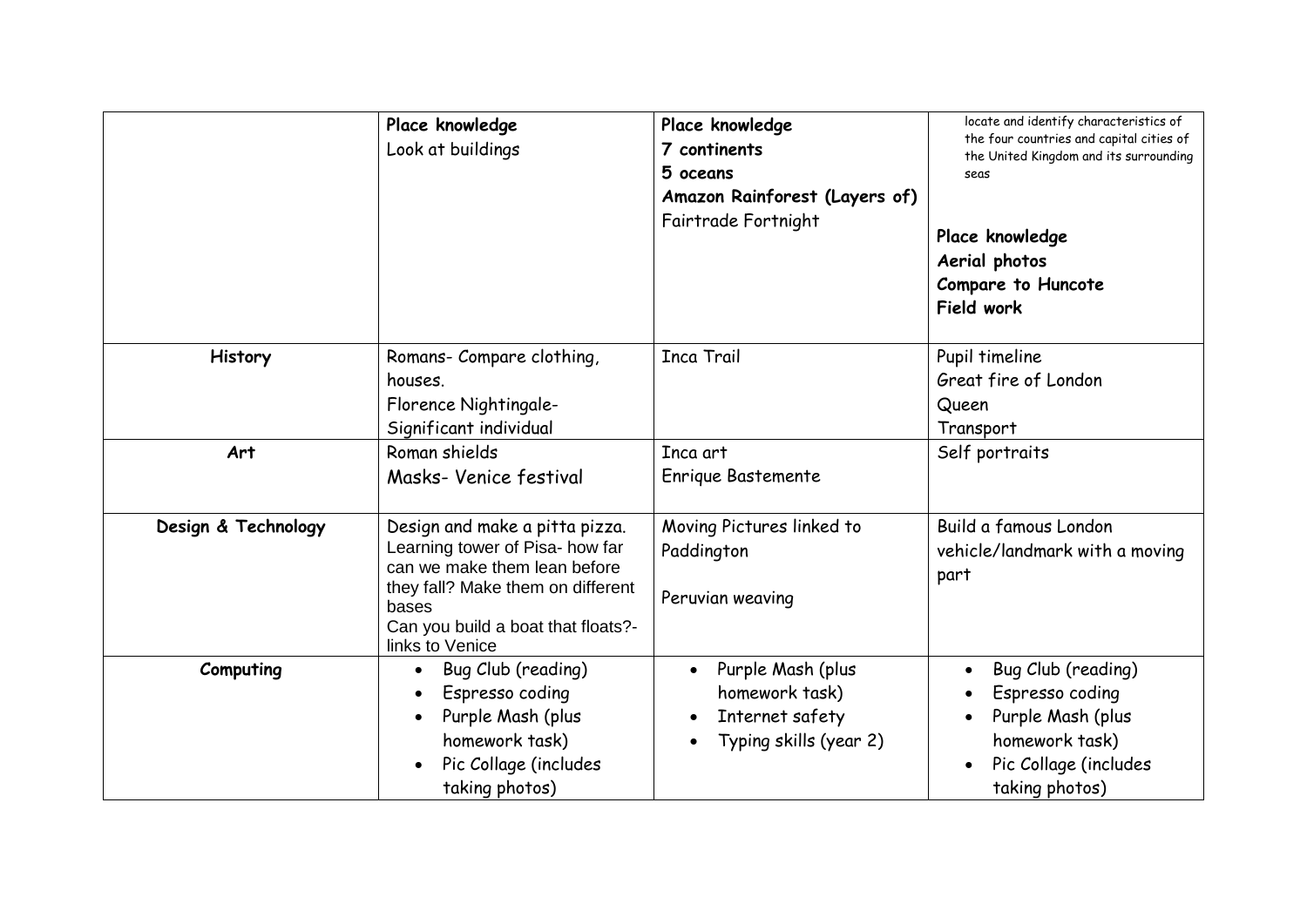| | | | |
|---|---|---|---|
| | **Place knowledge**<br>Look at buildings | **Place knowledge**<br>**7 continents**<br>**5 oceans**<br>**Amazon Rainforest (Layers of)**<br>Fairtrade Fortnight | locate and identify characteristics of the four countries and capital cities of the United Kingdom and its surrounding seas<br><br>**Place knowledge**<br>**Aerial photos**<br>**Compare to Huncote**<br>**Field work** |
| **History** | Romans- Compare clothing, houses.<br>Florence Nightingale- Significant individual | Inca Trail | Pupil timeline<br>Great fire of London<br>Queen<br>Transport |
| **Art** | Roman shields<br>Masks- Venice festival | Inca art<br>Enrique Bastemente | Self portraits |
| **Design & Technology** | Design and make a pitta pizza.<br>Learning tower of Pisa- how far can we make them lean before they fall? Make them on different bases<br>Can you build a boat that floats?- links to Venice | Moving Pictures linked to Paddington<br><br>Peruvian weaving | Build a famous London vehicle/landmark with a moving part |
| **Computing** | • Bug Club (reading)<br>• Espresso coding<br>• Purple Mash (plus homework task)<br>• Pic Collage (includes taking photos) | • Purple Mash (plus homework task)<br>• Internet safety<br>• Typing skills (year 2) | • Bug Club (reading)<br>• Espresso coding<br>• Purple Mash (plus homework task)<br>• Pic Collage (includes taking photos) |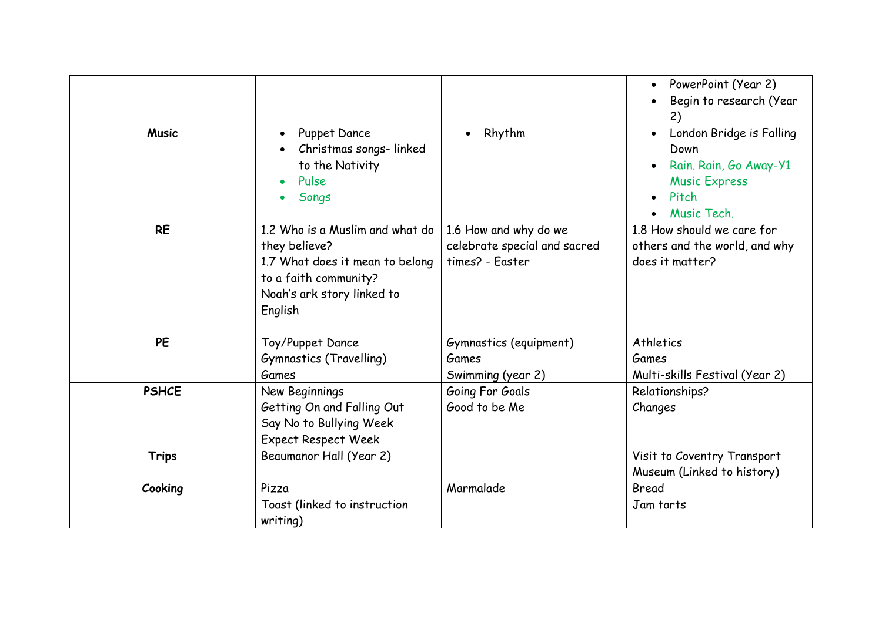| | | | |
|---|---|---|---|
| | | | • PowerPoint (Year 2)<br>• Begin to research (Year 2) |
| **Music** | • Puppet Dance<br>• Christmas songs- linked to the Nativity<br>• Pulse<br>• Songs | • Rhythm | • London Bridge is Falling Down<br>• Rain. Rain, Go Away-Y1 Music Express<br>• Pitch<br>• Music Tech. |
| **RE** | 1.2 Who is a Muslim and what do they believe?<br>1.7 What does it mean to belong to a faith community?<br>Noah's ark story linked to English | 1.6 How and why do we celebrate special and sacred times? - Easter | 1.8 How should we care for others and the world, and why does it matter? |
| **PE** | Toy/Puppet Dance<br>Gymnastics (Travelling)<br>Games | Gymnastics (equipment)<br>Games<br>Swimming (year 2) | Athletics<br>Games<br>Multi-skills Festival (Year 2) |
| **PSHCE** | New Beginnings<br>Getting On and Falling Out<br>Say No to Bullying Week<br>Expect Respect Week | Going For Goals<br>Good to be Me | Relationships?<br>Changes |
| **Trips** | Beaumanor Hall (Year 2) | | Visit to Coventry Transport Museum (Linked to history) |
| **Cooking** | Pizza<br>Toast (linked to instruction writing) | Marmalade | Bread<br>Jam tarts |